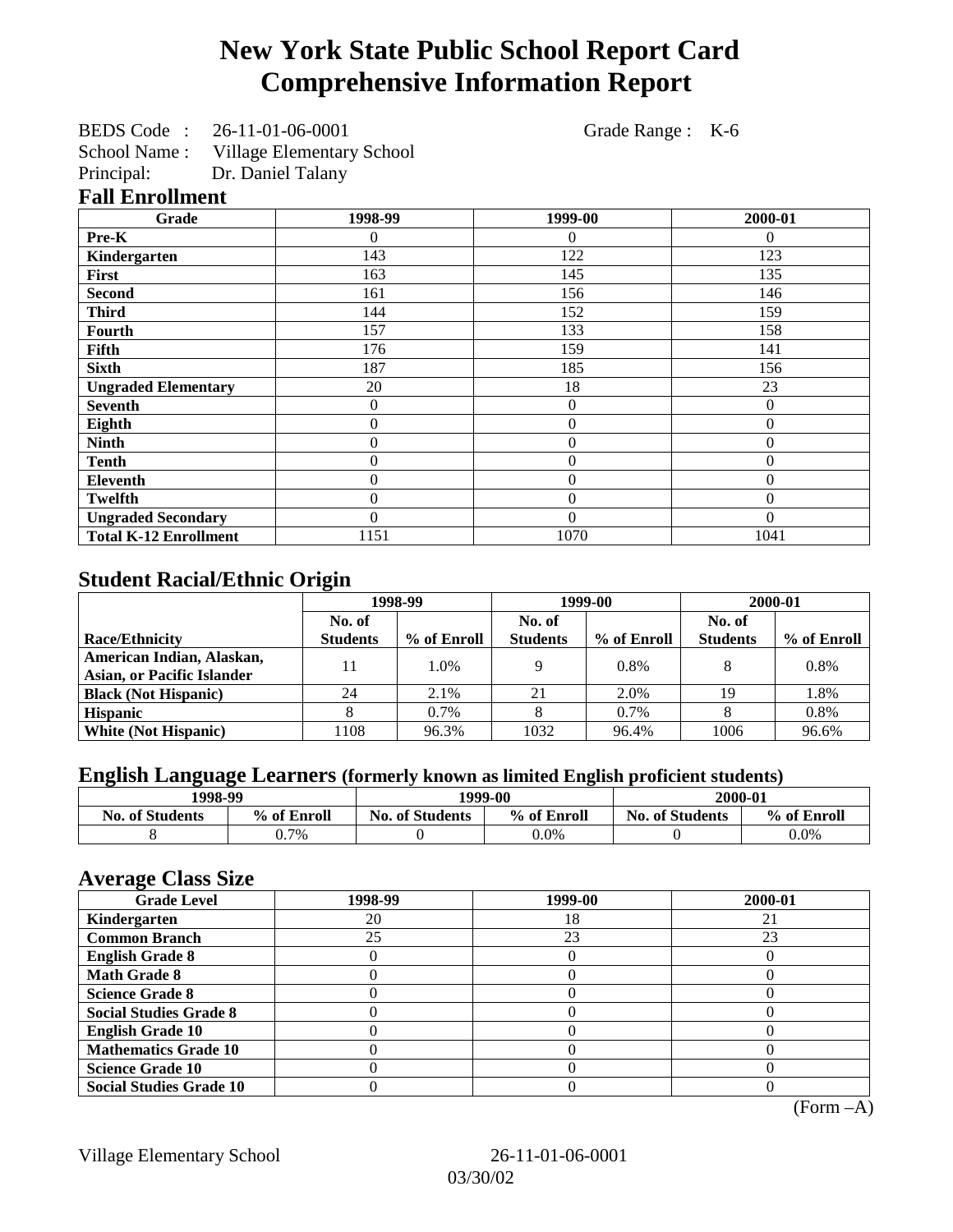# New York State Public School Report Card
# Comprehensive Information Report

BEDS Code : 26-11-01-06-0001 Grade Range : K-6
School Name : Village Elementary School
Principal: Dr. Daniel Talany

## Fall Enrollment

| Grade | 1998-99 | 1999-00 | 2000-01 |
|---|---|---|---|
| Pre-K | 0 | 0 | 0 |
| Kindergarten | 143 | 122 | 123 |
| First | 163 | 145 | 135 |
| Second | 161 | 156 | 146 |
| Third | 144 | 152 | 159 |
| Fourth | 157 | 133 | 158 |
| Fifth | 176 | 159 | 141 |
| Sixth | 187 | 185 | 156 |
| Ungraded Elementary | 20 | 18 | 23 |
| Seventh | 0 | 0 | 0 |
| Eighth | 0 | 0 | 0 |
| Ninth | 0 | 0 | 0 |
| Tenth | 0 | 0 | 0 |
| Eleventh | 0 | 0 | 0 |
| Twelfth | 0 | 0 | 0 |
| Ungraded Secondary | 0 | 0 | 0 |
| Total K-12 Enrollment | 1151 | 1070 | 1041 |

## Student Racial/Ethnic Origin

| | 1998-99 | | 1999-00 | | 2000-01 | |
|---|---|---|---|---|---|---|
| Race/Ethnicity | No. of Students | % of Enroll | No. of Students | % of Enroll | No. of Students | % of Enroll |
| American Indian, Alaskan, Asian, or Pacific Islander | 11 | 1.0% | 9 | 0.8% | 8 | 0.8% |
| Black (Not Hispanic) | 24 | 2.1% | 21 | 2.0% | 19 | 1.8% |
| Hispanic | 8 | 0.7% | 8 | 0.7% | 8 | 0.8% |
| White (Not Hispanic) | 1108 | 96.3% | 1032 | 96.4% | 1006 | 96.6% |

## English Language Learners (formerly known as limited English proficient students)

| 1998-99 | | 1999-00 | | 2000-01 | |
|---|---|---|---|---|---|
| No. of Students | % of Enroll | No. of Students | % of Enroll | No. of Students | % of Enroll |
| 8 | 0.7% | 0 | 0.0% | 0 | 0.0% |

## Average Class Size

| Grade Level | 1998-99 | 1999-00 | 2000-01 |
|---|---|---|---|
| Kindergarten | 20 | 18 | 21 |
| Common Branch | 25 | 23 | 23 |
| English Grade 8 | 0 | 0 | 0 |
| Math Grade 8 | 0 | 0 | 0 |
| Science Grade 8 | 0 | 0 | 0 |
| Social Studies Grade 8 | 0 | 0 | 0 |
| English Grade 10 | 0 | 0 | 0 |
| Mathematics Grade 10 | 0 | 0 | 0 |
| Science Grade 10 | 0 | 0 | 0 |
| Social Studies Grade 10 | 0 | 0 | 0 |

(Form –A)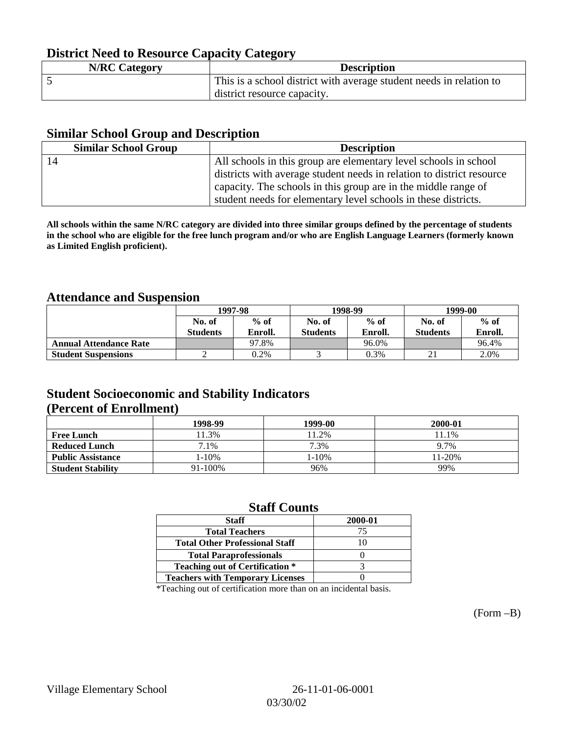## District Need to Resource Capacity Category

| N/RC Category | Description |
| --- | --- |
| 5 | This is a school district with average student needs in relation to district resource capacity. |

## Similar School Group and Description

| Similar School Group | Description |
| --- | --- |
| 14 | All schools in this group are elementary level schools in school districts with average student needs in relation to district resource capacity. The schools in this group are in the middle range of student needs for elementary level schools in these districts. |

**All schools within the same N/RC category are divided into three similar groups defined by the percentage of students in the school who are eligible for the free lunch program and/or who are English Language Learners (formerly known as Limited English proficient).**

## Attendance and Suspension

| | 1997-98 | | 1998-99 | | 1999-00 | |
| --- | --- | --- | --- | --- | --- | --- |
| | No. of Students | % of Enroll. | No. of Students | % of Enroll. | No. of Students | % of Enroll. |
| **Annual Attendance Rate** | | 97.8% | | 96.0% | | 96.4% |
| **Student Suspensions** | 2 | 0.2% | 3 | 0.3% | 21 | 2.0% |

## Student Socioeconomic and Stability Indicators (Percent of Enrollment)

| | 1998-99 | 1999-00 | 2000-01 |
| --- | --- | --- | --- |
| **Free Lunch** | 11.3% | 11.2% | 11.1% |
| **Reduced Lunch** | 7.1% | 7.3% | 9.7% |
| **Public Assistance** | 1-10% | 1-10% | 11-20% |
| **Student Stability** | 91-100% | 96% | 99% |

## Staff Counts

| Staff | 2000-01 |
| --- | --- |
| **Total Teachers** | 75 |
| **Total Other Professional Staff** | 10 |
| **Total Paraprofessionals** | 0 |
| **Teaching out of Certification *** | 3 |
| **Teachers with Temporary Licenses** | 0 |

*Teaching out of certification more than on an incidental basis.

(Form –B)

Village Elementary School 26-11-01-06-0001

03/30/02